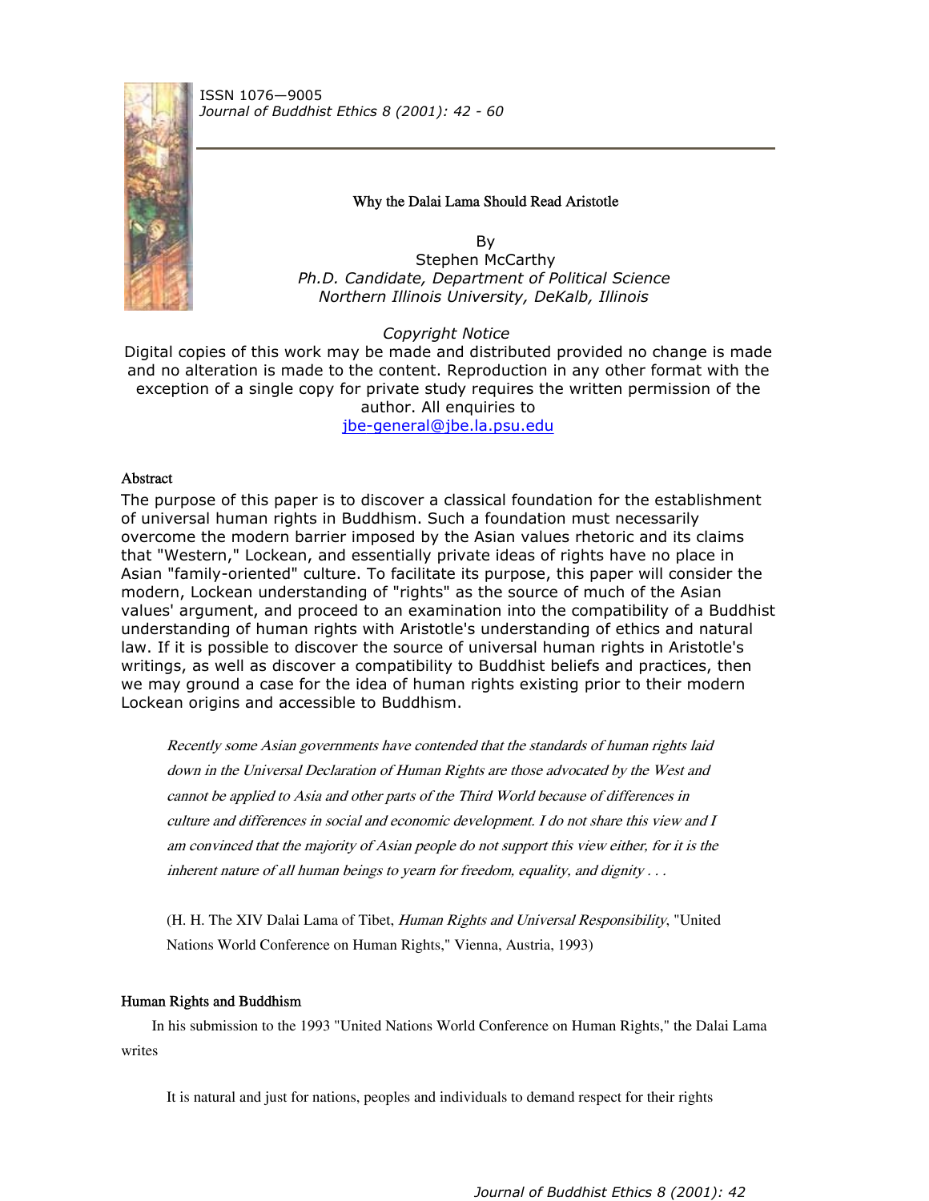ISSN 1076—9005
*Journal of Buddhist Ethics 8 (2001): 42 - 60*

# Why the Dalai Lama Should Read Aristotle

By
Stephen McCarthy
*Ph.D. Candidate, Department of Political Science*
*Northern Illinois University, DeKalb, Illinois*

*Copyright Notice*

Digital copies of this work may be made and distributed provided no change is made and no alteration is made to the content. Reproduction in any other format with the exception of a single copy for private study requires the written permission of the author. All enquiries to jbe-general@jbe.la.psu.edu

## Abstract

The purpose of this paper is to discover a classical foundation for the establishment of universal human rights in Buddhism. Such a foundation must necessarily overcome the modern barrier imposed by the Asian values rhetoric and its claims that "Western," Lockean, and essentially private ideas of rights have no place in Asian "family-oriented" culture. To facilitate its purpose, this paper will consider the modern, Lockean understanding of "rights" as the source of much of the Asian values' argument, and proceed to an examination into the compatibility of a Buddhist understanding of human rights with Aristotle's understanding of ethics and natural law. If it is possible to discover the source of universal human rights in Aristotle's writings, as well as discover a compatibility to Buddhist beliefs and practices, then we may ground a case for the idea of human rights existing prior to their modern Lockean origins and accessible to Buddhism.

> *Recently some Asian governments have contended that the standards of human rights laid down in the Universal Declaration of Human Rights are those advocated by the West and cannot be applied to Asia and other parts of the Third World because of differences in culture and differences in social and economic development. I do not share this view and I am convinced that the majority of Asian people do not support this view either, for it is the inherent nature of all human beings to yearn for freedom, equality, and dignity . . .*
>
> (H. H. The XIV Dalai Lama of Tibet, *Human Rights and Universal Responsibility*, "United Nations World Conference on Human Rights," Vienna, Austria, 1993)

## Human Rights and Buddhism

In his submission to the 1993 "United Nations World Conference on Human Rights," the Dalai Lama writes

> It is natural and just for nations, peoples and individuals to demand respect for their rights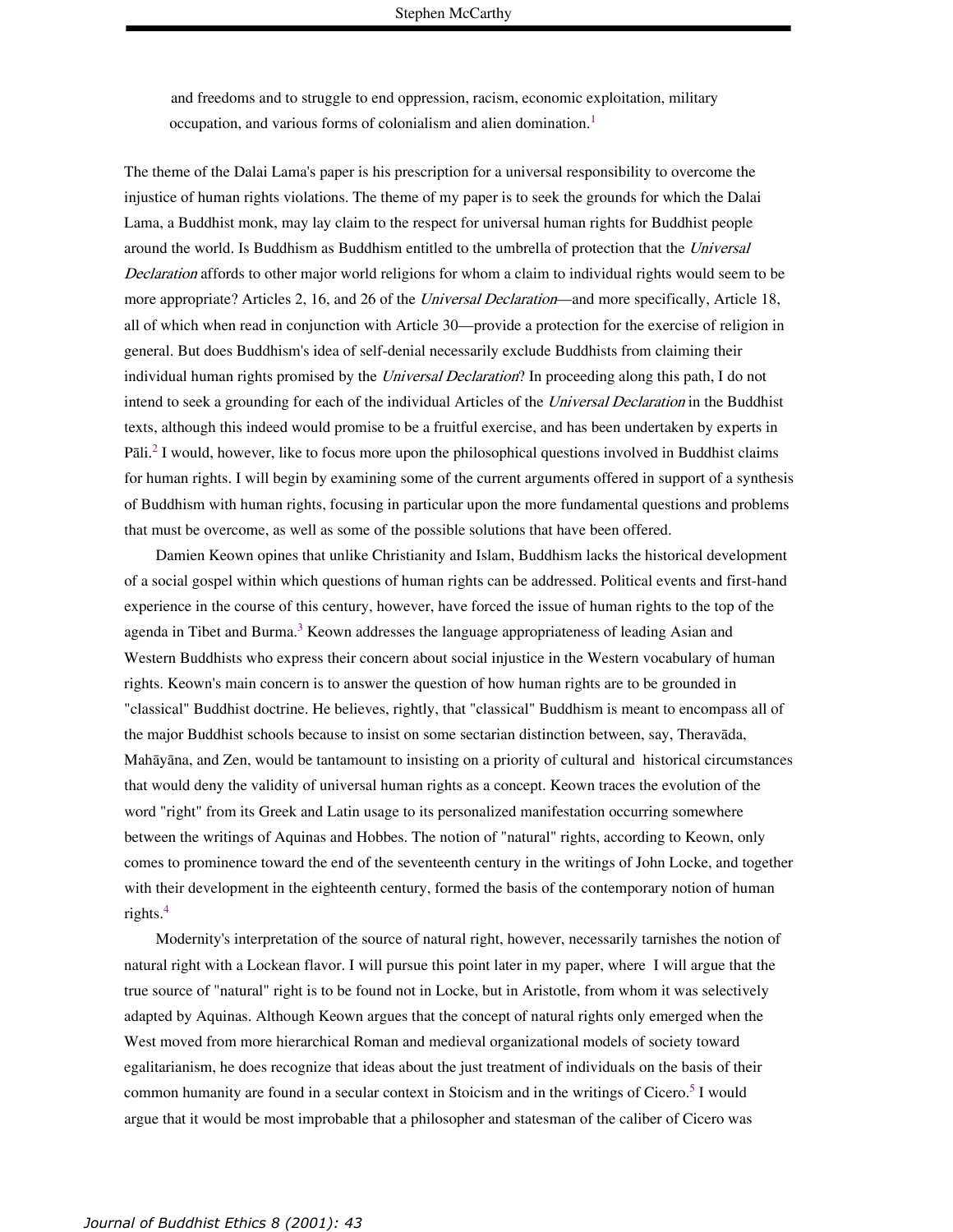and freedoms and to struggle to end oppression, racism, economic exploitation, military occupation, and various forms of colonialism and alien domination.[1]

The theme of the Dalai Lama's paper is his prescription for a universal responsibility to overcome the injustice of human rights violations. The theme of my paper is to seek the grounds for which the Dalai Lama, a Buddhist monk, may lay claim to the respect for universal human rights for Buddhist people around the world. Is Buddhism as Buddhism entitled to the umbrella of protection that the *Universal Declaration* affords to other major world religions for whom a claim to individual rights would seem to be more appropriate? Articles 2, 16, and 26 of the *Universal Declaration*—and more specifically, Article 18, all of which when read in conjunction with Article 30—provide a protection for the exercise of religion in general. But does Buddhism's idea of self-denial necessarily exclude Buddhists from claiming their individual human rights promised by the *Universal Declaration*? In proceeding along this path, I do not intend to seek a grounding for each of the individual Articles of the *Universal Declaration* in the Buddhist texts, although this indeed would promise to be a fruitful exercise, and has been undertaken by experts in Pāli.[2] I would, however, like to focus more upon the philosophical questions involved in Buddhist claims for human rights. I will begin by examining some of the current arguments offered in support of a synthesis of Buddhism with human rights, focusing in particular upon the more fundamental questions and problems that must be overcome, as well as some of the possible solutions that have been offered.

Damien Keown opines that unlike Christianity and Islam, Buddhism lacks the historical development of a social gospel within which questions of human rights can be addressed. Political events and first-hand experience in the course of this century, however, have forced the issue of human rights to the top of the agenda in Tibet and Burma.[3] Keown addresses the language appropriateness of leading Asian and Western Buddhists who express their concern about social injustice in the Western vocabulary of human rights. Keown's main concern is to answer the question of how human rights are to be grounded in "classical" Buddhist doctrine. He believes, rightly, that "classical" Buddhism is meant to encompass all of the major Buddhist schools because to insist on some sectarian distinction between, say, Theravāda, Mahāyāna, and Zen, would be tantamount to insisting on a priority of cultural and historical circumstances that would deny the validity of universal human rights as a concept. Keown traces the evolution of the word "right" from its Greek and Latin usage to its personalized manifestation occurring somewhere between the writings of Aquinas and Hobbes. The notion of "natural" rights, according to Keown, only comes to prominence toward the end of the seventeenth century in the writings of John Locke, and together with their development in the eighteenth century, formed the basis of the contemporary notion of human rights.[4]

Modernity's interpretation of the source of natural right, however, necessarily tarnishes the notion of natural right with a Lockean flavor. I will pursue this point later in my paper, where I will argue that the true source of "natural" right is to be found not in Locke, but in Aristotle, from whom it was selectively adapted by Aquinas. Although Keown argues that the concept of natural rights only emerged when the West moved from more hierarchical Roman and medieval organizational models of society toward egalitarianism, he does recognize that ideas about the just treatment of individuals on the basis of their common humanity are found in a secular context in Stoicism and in the writings of Cicero.[5] I would argue that it would be most improbable that a philosopher and statesman of the caliber of Cicero was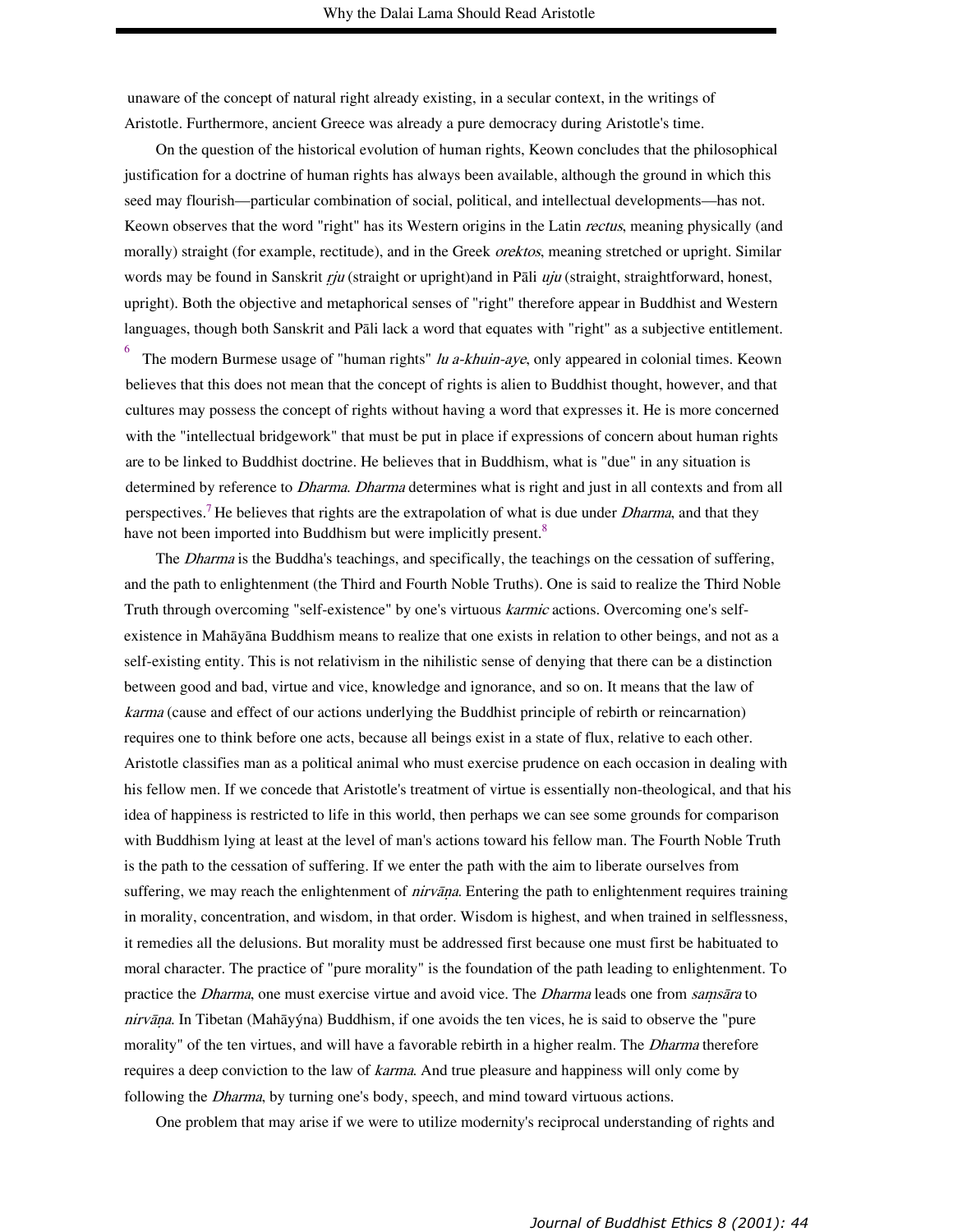unaware of the concept of natural right already existing, in a secular context, in the writings of Aristotle. Furthermore, ancient Greece was already a pure democracy during Aristotle's time.

On the question of the historical evolution of human rights, Keown concludes that the philosophical justification for a doctrine of human rights has always been available, although the ground in which this seed may flourish—particular combination of social, political, and intellectual developments—has not. Keown observes that the word "right" has its Western origins in the Latin *rectus*, meaning physically (and morally) straight (for example, rectitude), and in the Greek *orektos*, meaning stretched or upright. Similar words may be found in Sanskrit *ṛju* (straight or upright)and in Pāli *uju* (straight, straightforward, honest, upright). Both the objective and metaphorical senses of "right" therefore appear in Buddhist and Western languages, though both Sanskrit and Pāli lack a word that equates with "right" as a subjective entitlement.[6] The modern Burmese usage of "human rights" *lu a-khuin-aye*, only appeared in colonial times. Keown believes that this does not mean that the concept of rights is alien to Buddhist thought, however, and that cultures may possess the concept of rights without having a word that expresses it. He is more concerned with the "intellectual bridgework" that must be put in place if expressions of concern about human rights are to be linked to Buddhist doctrine. He believes that in Buddhism, what is "due" in any situation is determined by reference to *Dharma*. *Dharma* determines what is right and just in all contexts and from all perspectives.[7] He believes that rights are the extrapolation of what is due under *Dharma*, and that they have not been imported into Buddhism but were implicitly present.[8]

The *Dharma* is the Buddha's teachings, and specifically, the teachings on the cessation of suffering, and the path to enlightenment (the Third and Fourth Noble Truths). One is said to realize the Third Noble Truth through overcoming "self-existence" by one's virtuous *karmic* actions. Overcoming one's self-existence in Mahāyāna Buddhism means to realize that one exists in relation to other beings, and not as a self-existing entity. This is not relativism in the nihilistic sense of denying that there can be a distinction between good and bad, virtue and vice, knowledge and ignorance, and so on. It means that the law of *karma* (cause and effect of our actions underlying the Buddhist principle of rebirth or reincarnation) requires one to think before one acts, because all beings exist in a state of flux, relative to each other. Aristotle classifies man as a political animal who must exercise prudence on each occasion in dealing with his fellow men. If we concede that Aristotle's treatment of virtue is essentially non-theological, and that his idea of happiness is restricted to life in this world, then perhaps we can see some grounds for comparison with Buddhism lying at least at the level of man's actions toward his fellow man. The Fourth Noble Truth is the path to the cessation of suffering. If we enter the path with the aim to liberate ourselves from suffering, we may reach the enlightenment of *nirvāṇa*. Entering the path to enlightenment requires training in morality, concentration, and wisdom, in that order. Wisdom is highest, and when trained in selflessness, it remedies all the delusions. But morality must be addressed first because one must first be habituated to moral character. The practice of "pure morality" is the foundation of the path leading to enlightenment. To practice the *Dharma*, one must exercise virtue and avoid vice. The *Dharma* leads one from *saṃsāra* to *nirvāṇa*. In Tibetan (Mahāyýna) Buddhism, if one avoids the ten vices, he is said to observe the "pure morality" of the ten virtues, and will have a favorable rebirth in a higher realm. The *Dharma* therefore requires a deep conviction to the law of *karma*. And true pleasure and happiness will only come by following the *Dharma*, by turning one's body, speech, and mind toward virtuous actions.

One problem that may arise if we were to utilize modernity's reciprocal understanding of rights and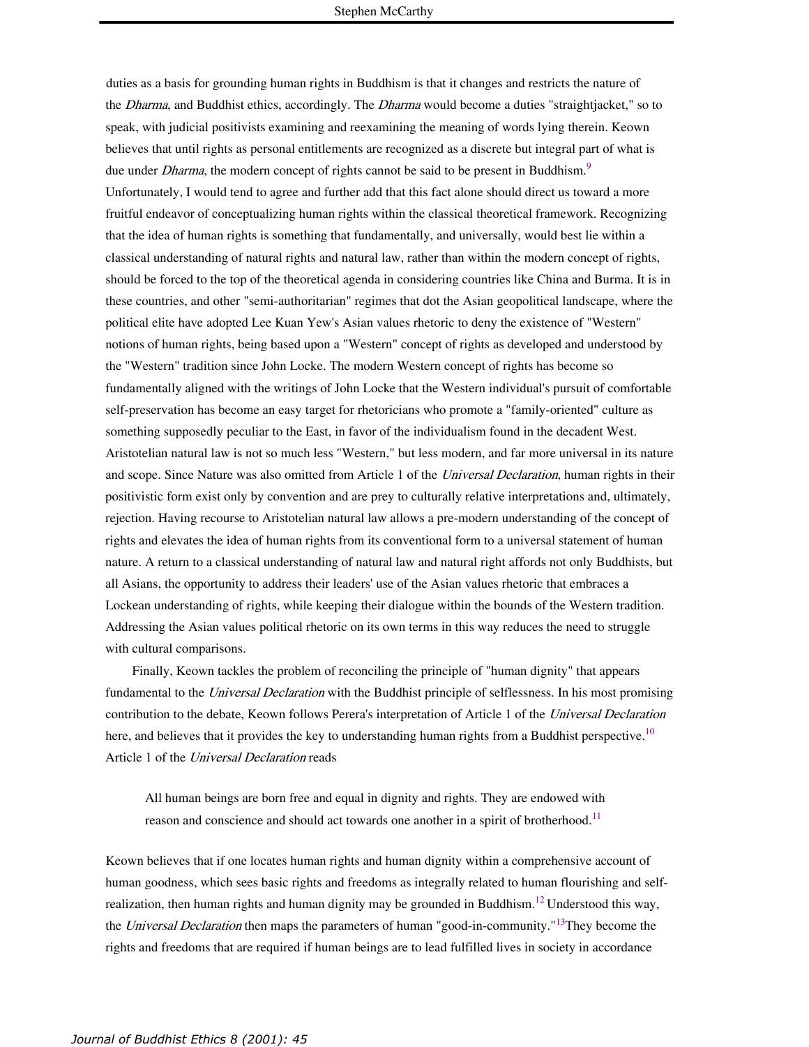duties as a basis for grounding human rights in Buddhism is that it changes and restricts the nature of the *Dharma*, and Buddhist ethics, accordingly. The *Dharma* would become a duties "straightjacket," so to speak, with judicial positivists examining and reexamining the meaning of words lying therein. Keown believes that until rights as personal entitlements are recognized as a discrete but integral part of what is due under *Dharma*, the modern concept of rights cannot be said to be present in Buddhism.[9] Unfortunately, I would tend to agree and further add that this fact alone should direct us toward a more fruitful endeavor of conceptualizing human rights within the classical theoretical framework. Recognizing that the idea of human rights is something that fundamentally, and universally, would best lie within a classical understanding of natural rights and natural law, rather than within the modern concept of rights, should be forced to the top of the theoretical agenda in considering countries like China and Burma. It is in these countries, and other "semi-authoritarian" regimes that dot the Asian geopolitical landscape, where the political elite have adopted Lee Kuan Yew's Asian values rhetoric to deny the existence of "Western" notions of human rights, being based upon a "Western" concept of rights as developed and understood by the "Western" tradition since John Locke. The modern Western concept of rights has become so fundamentally aligned with the writings of John Locke that the Western individual's pursuit of comfortable self-preservation has become an easy target for rhetoricians who promote a "family-oriented" culture as something supposedly peculiar to the East, in favor of the individualism found in the decadent West. Aristotelian natural law is not so much less "Western," but less modern, and far more universal in its nature and scope. Since Nature was also omitted from Article 1 of the *Universal Declaration*, human rights in their positivistic form exist only by convention and are prey to culturally relative interpretations and, ultimately, rejection. Having recourse to Aristotelian natural law allows a pre-modern understanding of the concept of rights and elevates the idea of human rights from its conventional form to a universal statement of human nature. A return to a classical understanding of natural law and natural right affords not only Buddhists, but all Asians, the opportunity to address their leaders' use of the Asian values rhetoric that embraces a Lockean understanding of rights, while keeping their dialogue within the bounds of the Western tradition. Addressing the Asian values political rhetoric on its own terms in this way reduces the need to struggle with cultural comparisons.

Finally, Keown tackles the problem of reconciling the principle of "human dignity" that appears fundamental to the *Universal Declaration* with the Buddhist principle of selflessness. In his most promising contribution to the debate, Keown follows Perera's interpretation of Article 1 of the *Universal Declaration* here, and believes that it provides the key to understanding human rights from a Buddhist perspective.[10] Article 1 of the *Universal Declaration* reads

> All human beings are born free and equal in dignity and rights. They are endowed with reason and conscience and should act towards one another in a spirit of brotherhood.[11]

Keown believes that if one locates human rights and human dignity within a comprehensive account of human goodness, which sees basic rights and freedoms as integrally related to human flourishing and self-realization, then human rights and human dignity may be grounded in Buddhism.[12] Understood this way, the *Universal Declaration* then maps the parameters of human "good-in-community."[13] They become the rights and freedoms that are required if human beings are to lead fulfilled lives in society in accordance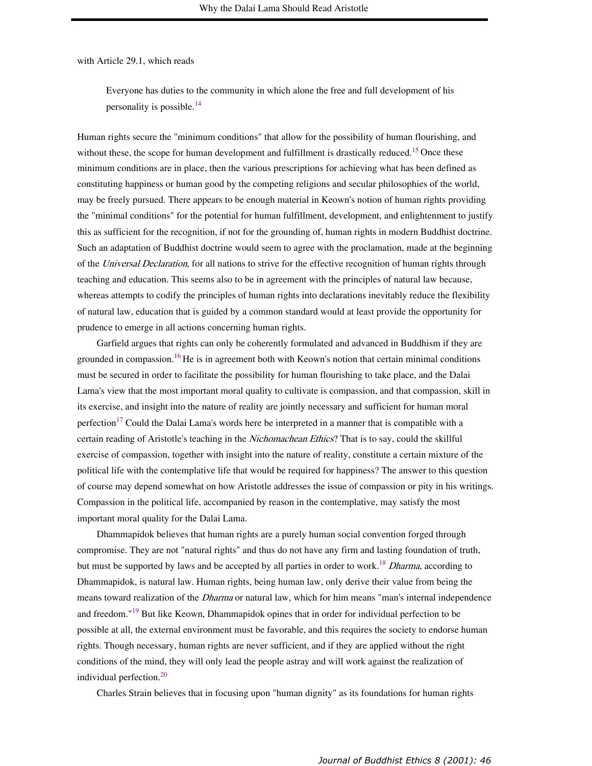with Article 29.1, which reads

> Everyone has duties to the community in which alone the free and full development of his personality is possible.[14]

Human rights secure the "minimum conditions" that allow for the possibility of human flourishing, and without these, the scope for human development and fulfillment is drastically reduced.[15] Once these minimum conditions are in place, then the various prescriptions for achieving what has been defined as constituting happiness or human good by the competing religions and secular philosophies of the world, may be freely pursued. There appears to be enough material in Keown's notion of human rights providing the "minimal conditions" for the potential for human fulfillment, development, and enlightenment to justify this as sufficient for the recognition, if not for the grounding of, human rights in modern Buddhist doctrine. Such an adaptation of Buddhist doctrine would seem to agree with the proclamation, made at the beginning of the *Universal Declaration*, for all nations to strive for the effective recognition of human rights through teaching and education. This seems also to be in agreement with the principles of natural law because, whereas attempts to codify the principles of human rights into declarations inevitably reduce the flexibility of natural law, education that is guided by a common standard would at least provide the opportunity for prudence to emerge in all actions concerning human rights.

Garfield argues that rights can only be coherently formulated and advanced in Buddhism if they are grounded in compassion.[16] He is in agreement both with Keown's notion that certain minimal conditions must be secured in order to facilitate the possibility for human flourishing to take place, and the Dalai Lama's view that the most important moral quality to cultivate is compassion, and that compassion, skill in its exercise, and insight into the nature of reality are jointly necessary and sufficient for human moral perfection[17] Could the Dalai Lama's words here be interpreted in a manner that is compatible with a certain reading of Aristotle's teaching in the *Nichomachean Ethics*? That is to say, could the skillful exercise of compassion, together with insight into the nature of reality, constitute a certain mixture of the political life with the contemplative life that would be required for happiness? The answer to this question of course may depend somewhat on how Aristotle addresses the issue of compassion or pity in his writings. Compassion in the political life, accompanied by reason in the contemplative, may satisfy the most important moral quality for the Dalai Lama.

Dhammapidok believes that human rights are a purely human social convention forged through compromise. They are not "natural rights" and thus do not have any firm and lasting foundation of truth, but must be supported by laws and be accepted by all parties in order to work.[18] *Dharma*, according to Dhammapidok, is natural law. Human rights, being human law, only derive their value from being the means toward realization of the *Dharma* or natural law, which for him means "man's internal independence and freedom."[19] But like Keown, Dhammapidok opines that in order for individual perfection to be possible at all, the external environment must be favorable, and this requires the society to endorse human rights. Though necessary, human rights are never sufficient, and if they are applied without the right conditions of the mind, they will only lead the people astray and will work against the realization of individual perfection.[20]

Charles Strain believes that in focusing upon "human dignity" as its foundations for human rights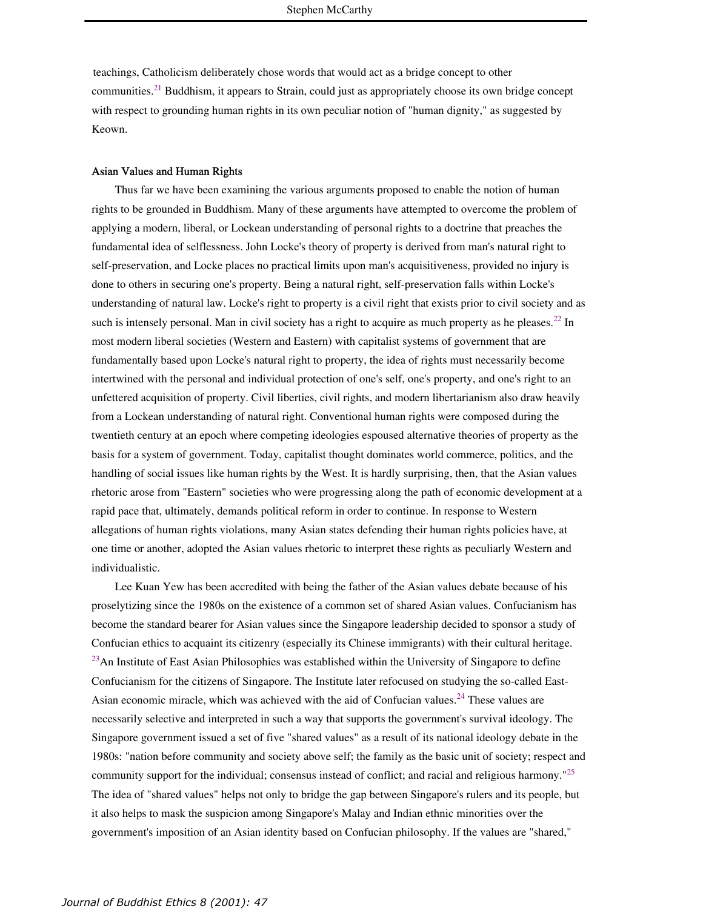teachings, Catholicism deliberately chose words that would act as a bridge concept to other communities.[21] Buddhism, it appears to Strain, could just as appropriately choose its own bridge concept with respect to grounding human rights in its own peculiar notion of "human dignity," as suggested by Keown.

### Asian Values and Human Rights

Thus far we have been examining the various arguments proposed to enable the notion of human rights to be grounded in Buddhism. Many of these arguments have attempted to overcome the problem of applying a modern, liberal, or Lockean understanding of personal rights to a doctrine that preaches the fundamental idea of selflessness. John Locke's theory of property is derived from man's natural right to self-preservation, and Locke places no practical limits upon man's acquisitiveness, provided no injury is done to others in securing one's property. Being a natural right, self-preservation falls within Locke's understanding of natural law. Locke's right to property is a civil right that exists prior to civil society and as such is intensely personal. Man in civil society has a right to acquire as much property as he pleases.[22] In most modern liberal societies (Western and Eastern) with capitalist systems of government that are fundamentally based upon Locke's natural right to property, the idea of rights must necessarily become intertwined with the personal and individual protection of one's self, one's property, and one's right to an unfettered acquisition of property. Civil liberties, civil rights, and modern libertarianism also draw heavily from a Lockean understanding of natural right. Conventional human rights were composed during the twentieth century at an epoch where competing ideologies espoused alternative theories of property as the basis for a system of government. Today, capitalist thought dominates world commerce, politics, and the handling of social issues like human rights by the West. It is hardly surprising, then, that the Asian values rhetoric arose from "Eastern" societies who were progressing along the path of economic development at a rapid pace that, ultimately, demands political reform in order to continue. In response to Western allegations of human rights violations, many Asian states defending their human rights policies have, at one time or another, adopted the Asian values rhetoric to interpret these rights as peculiarly Western and individualistic.

Lee Kuan Yew has been accredited with being the father of the Asian values debate because of his proselytizing since the 1980s on the existence of a common set of shared Asian values. Confucianism has become the standard bearer for Asian values since the Singapore leadership decided to sponsor a study of Confucian ethics to acquaint its citizenry (especially its Chinese immigrants) with their cultural heritage.[23] An Institute of East Asian Philosophies was established within the University of Singapore to define Confucianism for the citizens of Singapore. The Institute later refocused on studying the so-called East-Asian economic miracle, which was achieved with the aid of Confucian values.[24] These values are necessarily selective and interpreted in such a way that supports the government's survival ideology. The Singapore government issued a set of five "shared values" as a result of its national ideology debate in the 1980s: "nation before community and society above self; the family as the basic unit of society; respect and community support for the individual; consensus instead of conflict; and racial and religious harmony."[25] The idea of "shared values" helps not only to bridge the gap between Singapore's rulers and its people, but it also helps to mask the suspicion among Singapore's Malay and Indian ethnic minorities over the government's imposition of an Asian identity based on Confucian philosophy. If the values are "shared,"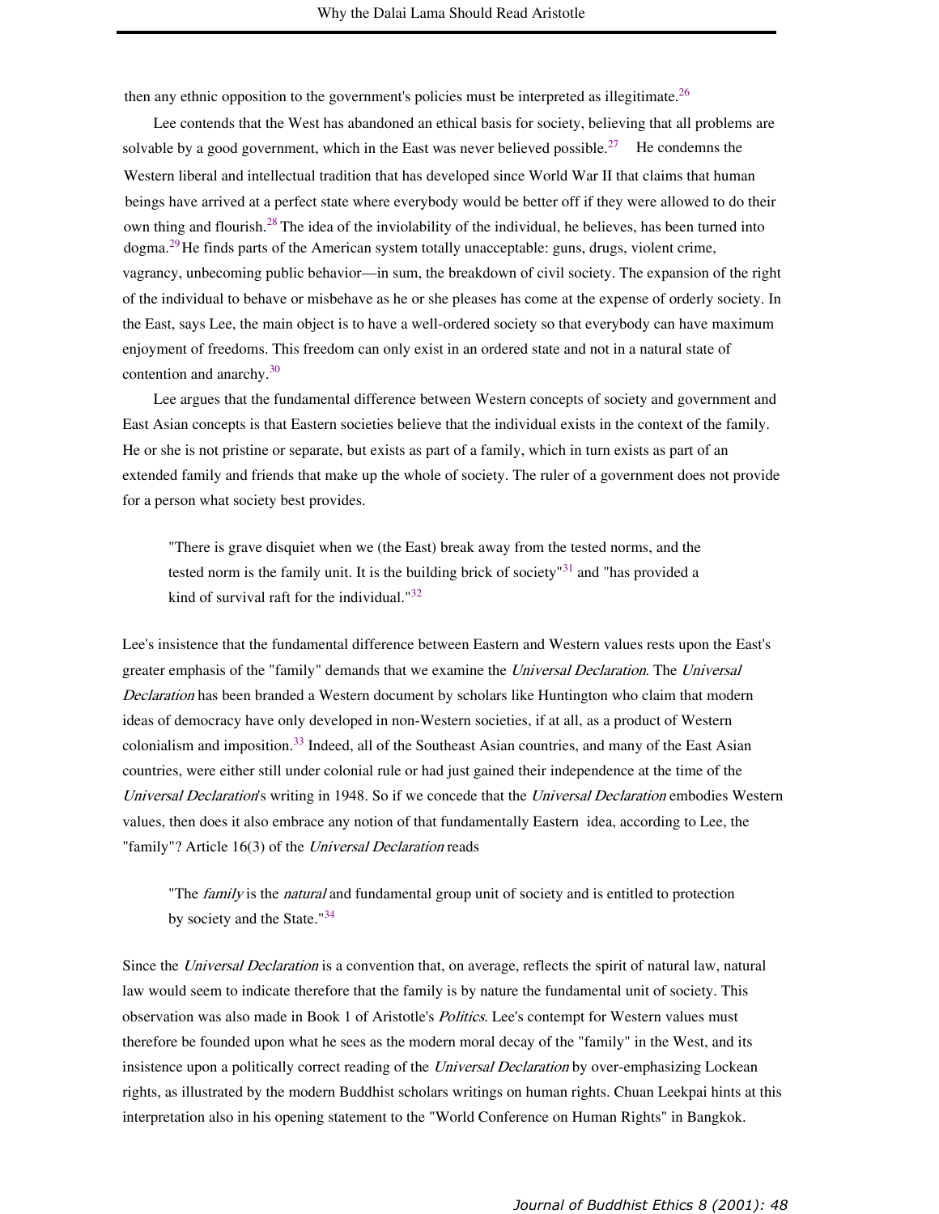then any ethnic opposition to the government's policies must be interpreted as illegitimate.[26]

Lee contends that the West has abandoned an ethical basis for society, believing that all problems are solvable by a good government, which in the East was never believed possible.[27] He condemns the Western liberal and intellectual tradition that has developed since World War II that claims that human beings have arrived at a perfect state where everybody would be better off if they were allowed to do their own thing and flourish.[28] The idea of the inviolability of the individual, he believes, has been turned into dogma.[29] He finds parts of the American system totally unacceptable: guns, drugs, violent crime, vagrancy, unbecoming public behavior—in sum, the breakdown of civil society. The expansion of the right of the individual to behave or misbehave as he or she pleases has come at the expense of orderly society. In the East, says Lee, the main object is to have a well-ordered society so that everybody can have maximum enjoyment of freedoms. This freedom can only exist in an ordered state and not in a natural state of contention and anarchy.[30]

Lee argues that the fundamental difference between Western concepts of society and government and East Asian concepts is that Eastern societies believe that the individual exists in the context of the family. He or she is not pristine or separate, but exists as part of a family, which in turn exists as part of an extended family and friends that make up the whole of society. The ruler of a government does not provide for a person what society best provides.

> "There is grave disquiet when we (the East) break away from the tested norms, and the tested norm is the family unit. It is the building brick of society"[31] and "has provided a kind of survival raft for the individual."[32]

Lee's insistence that the fundamental difference between Eastern and Western values rests upon the East's greater emphasis of the "family" demands that we examine the *Universal Declaration*. The *Universal Declaration* has been branded a Western document by scholars like Huntington who claim that modern ideas of democracy have only developed in non-Western societies, if at all, as a product of Western colonialism and imposition.[33] Indeed, all of the Southeast Asian countries, and many of the East Asian countries, were either still under colonial rule or had just gained their independence at the time of the *Universal Declaration*'s writing in 1948. So if we concede that the *Universal Declaration* embodies Western values, then does it also embrace any notion of that fundamentally Eastern idea, according to Lee, the "family"? Article 16(3) of the *Universal Declaration* reads

> "The *family* is the *natural* and fundamental group unit of society and is entitled to protection by society and the State."[34]

Since the *Universal Declaration* is a convention that, on average, reflects the spirit of natural law, natural law would seem to indicate therefore that the family is by nature the fundamental unit of society. This observation was also made in Book 1 of Aristotle's *Politics*. Lee's contempt for Western values must therefore be founded upon what he sees as the modern moral decay of the "family" in the West, and its insistence upon a politically correct reading of the *Universal Declaration* by over-emphasizing Lockean rights, as illustrated by the modern Buddhist scholars writings on human rights. Chuan Leekpai hints at this interpretation also in his opening statement to the "World Conference on Human Rights" in Bangkok.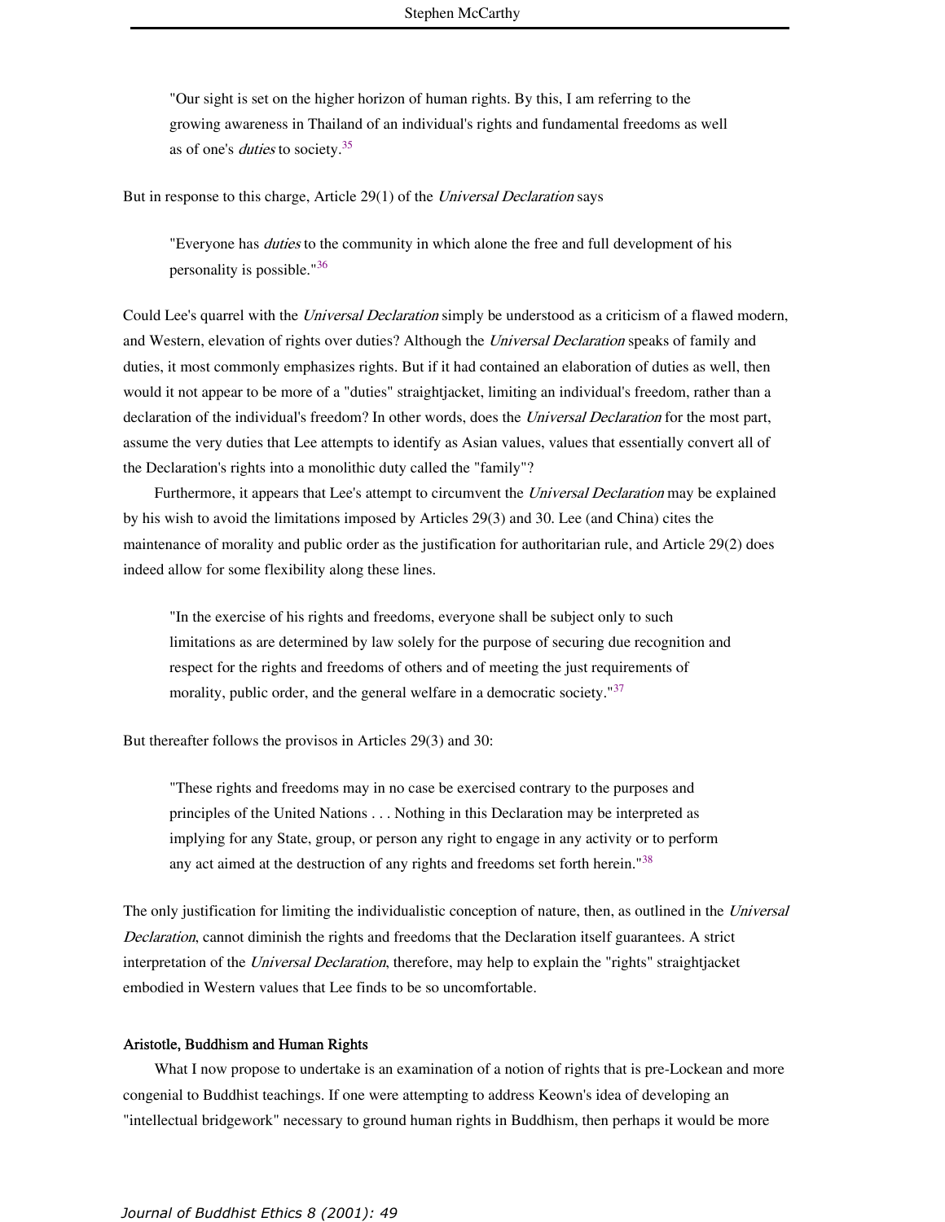> "Our sight is set on the higher horizon of human rights. By this, I am referring to the growing awareness in Thailand of an individual's rights and fundamental freedoms as well as of one's *duties* to society.[35]

But in response to this charge, Article 29(1) of the *Universal Declaration* says

> "Everyone has *duties* to the community in which alone the free and full development of his personality is possible."[36]

Could Lee's quarrel with the *Universal Declaration* simply be understood as a criticism of a flawed modern, and Western, elevation of rights over duties? Although the *Universal Declaration* speaks of family and duties, it most commonly emphasizes rights. But if it had contained an elaboration of duties as well, then would it not appear to be more of a "duties" straightjacket, limiting an individual's freedom, rather than a declaration of the individual's freedom? In other words, does the *Universal Declaration* for the most part, assume the very duties that Lee attempts to identify as Asian values, values that essentially convert all of the Declaration's rights into a monolithic duty called the "family"?

Furthermore, it appears that Lee's attempt to circumvent the *Universal Declaration* may be explained by his wish to avoid the limitations imposed by Articles 29(3) and 30. Lee (and China) cites the maintenance of morality and public order as the justification for authoritarian rule, and Article 29(2) does indeed allow for some flexibility along these lines.

> "In the exercise of his rights and freedoms, everyone shall be subject only to such limitations as are determined by law solely for the purpose of securing due recognition and respect for the rights and freedoms of others and of meeting the just requirements of morality, public order, and the general welfare in a democratic society."[37]

But thereafter follows the provisos in Articles 29(3) and 30:

> "These rights and freedoms may in no case be exercised contrary to the purposes and principles of the United Nations . . . Nothing in this Declaration may be interpreted as implying for any State, group, or person any right to engage in any activity or to perform any act aimed at the destruction of any rights and freedoms set forth herein."[38]

The only justification for limiting the individualistic conception of nature, then, as outlined in the *Universal Declaration*, cannot diminish the rights and freedoms that the Declaration itself guarantees. A strict interpretation of the *Universal Declaration*, therefore, may help to explain the "rights" straightjacket embodied in Western values that Lee finds to be so uncomfortable.

### Aristotle, Buddhism and Human Rights

What I now propose to undertake is an examination of a notion of rights that is pre-Lockean and more congenial to Buddhist teachings. If one were attempting to address Keown's idea of developing an "intellectual bridgework" necessary to ground human rights in Buddhism, then perhaps it would be more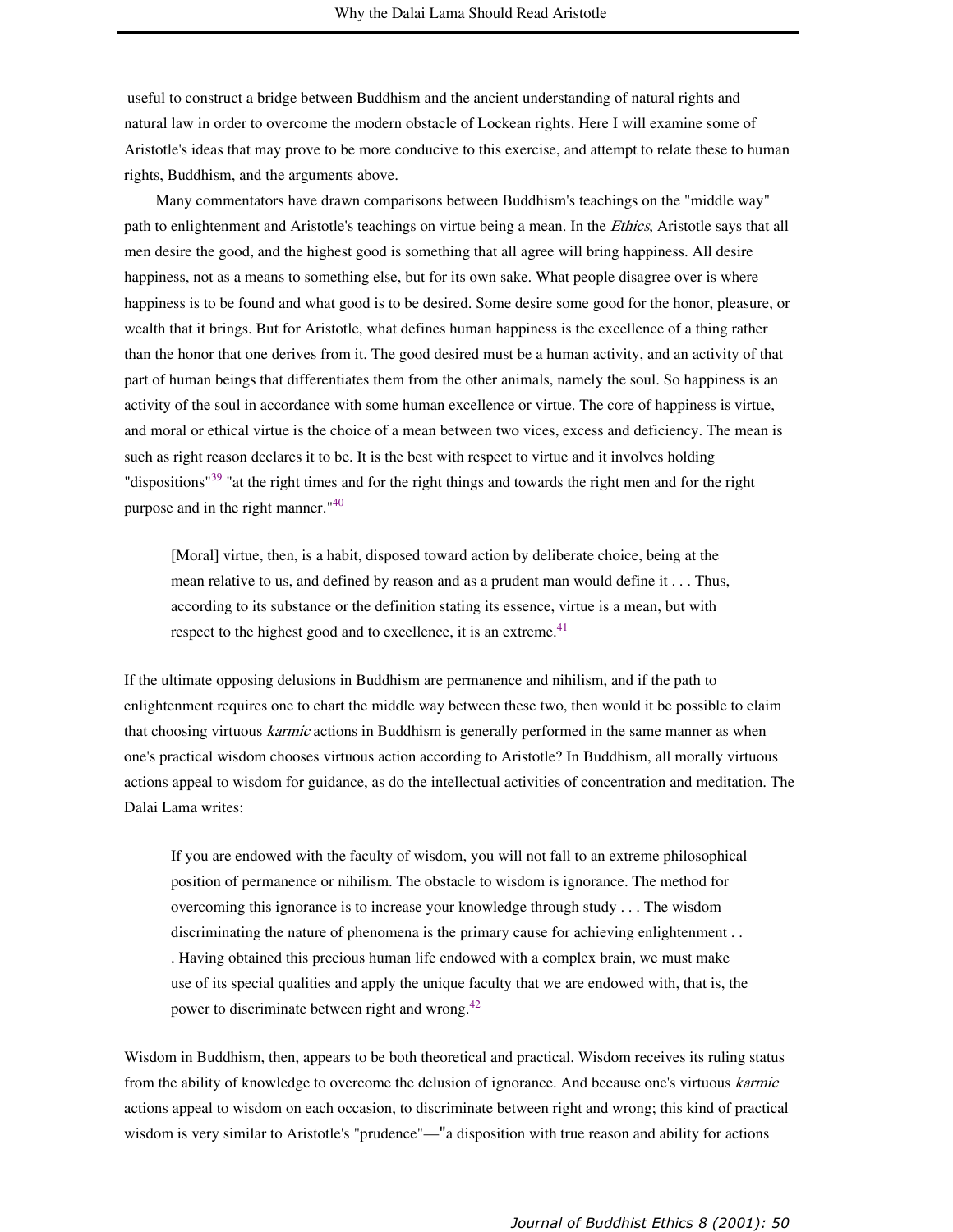useful to construct a bridge between Buddhism and the ancient understanding of natural rights and natural law in order to overcome the modern obstacle of Lockean rights. Here I will examine some of Aristotle's ideas that may prove to be more conducive to this exercise, and attempt to relate these to human rights, Buddhism, and the arguments above.

Many commentators have drawn comparisons between Buddhism's teachings on the "middle way" path to enlightenment and Aristotle's teachings on virtue being a mean. In the *Ethics*, Aristotle says that all men desire the good, and the highest good is something that all agree will bring happiness. All desire happiness, not as a means to something else, but for its own sake. What people disagree over is where happiness is to be found and what good is to be desired. Some desire some good for the honor, pleasure, or wealth that it brings. But for Aristotle, what defines human happiness is the excellence of a thing rather than the honor that one derives from it. The good desired must be a human activity, and an activity of that part of human beings that differentiates them from the other animals, namely the soul. So happiness is an activity of the soul in accordance with some human excellence or virtue. The core of happiness is virtue, and moral or ethical virtue is the choice of a mean between two vices, excess and deficiency. The mean is such as right reason declares it to be. It is the best with respect to virtue and it involves holding "dispositions"[39] "at the right times and for the right things and towards the right men and for the right purpose and in the right manner."[40]

> [Moral] virtue, then, is a habit, disposed toward action by deliberate choice, being at the mean relative to us, and defined by reason and as a prudent man would define it . . . Thus, according to its substance or the definition stating its essence, virtue is a mean, but with respect to the highest good and to excellence, it is an extreme.[41]

If the ultimate opposing delusions in Buddhism are permanence and nihilism, and if the path to enlightenment requires one to chart the middle way between these two, then would it be possible to claim that choosing virtuous *karmic* actions in Buddhism is generally performed in the same manner as when one's practical wisdom chooses virtuous action according to Aristotle? In Buddhism, all morally virtuous actions appeal to wisdom for guidance, as do the intellectual activities of concentration and meditation. The Dalai Lama writes:

> If you are endowed with the faculty of wisdom, you will not fall to an extreme philosophical position of permanence or nihilism. The obstacle to wisdom is ignorance. The method for overcoming this ignorance is to increase your knowledge through study . . . The wisdom discriminating the nature of phenomena is the primary cause for achieving enlightenment . . . Having obtained this precious human life endowed with a complex brain, we must make use of its special qualities and apply the unique faculty that we are endowed with, that is, the power to discriminate between right and wrong.[42]

Wisdom in Buddhism, then, appears to be both theoretical and practical. Wisdom receives its ruling status from the ability of knowledge to overcome the delusion of ignorance. And because one's virtuous *karmic* actions appeal to wisdom on each occasion, to discriminate between right and wrong; this kind of practical wisdom is very similar to Aristotle's "prudence"—"a disposition with true reason and ability for actions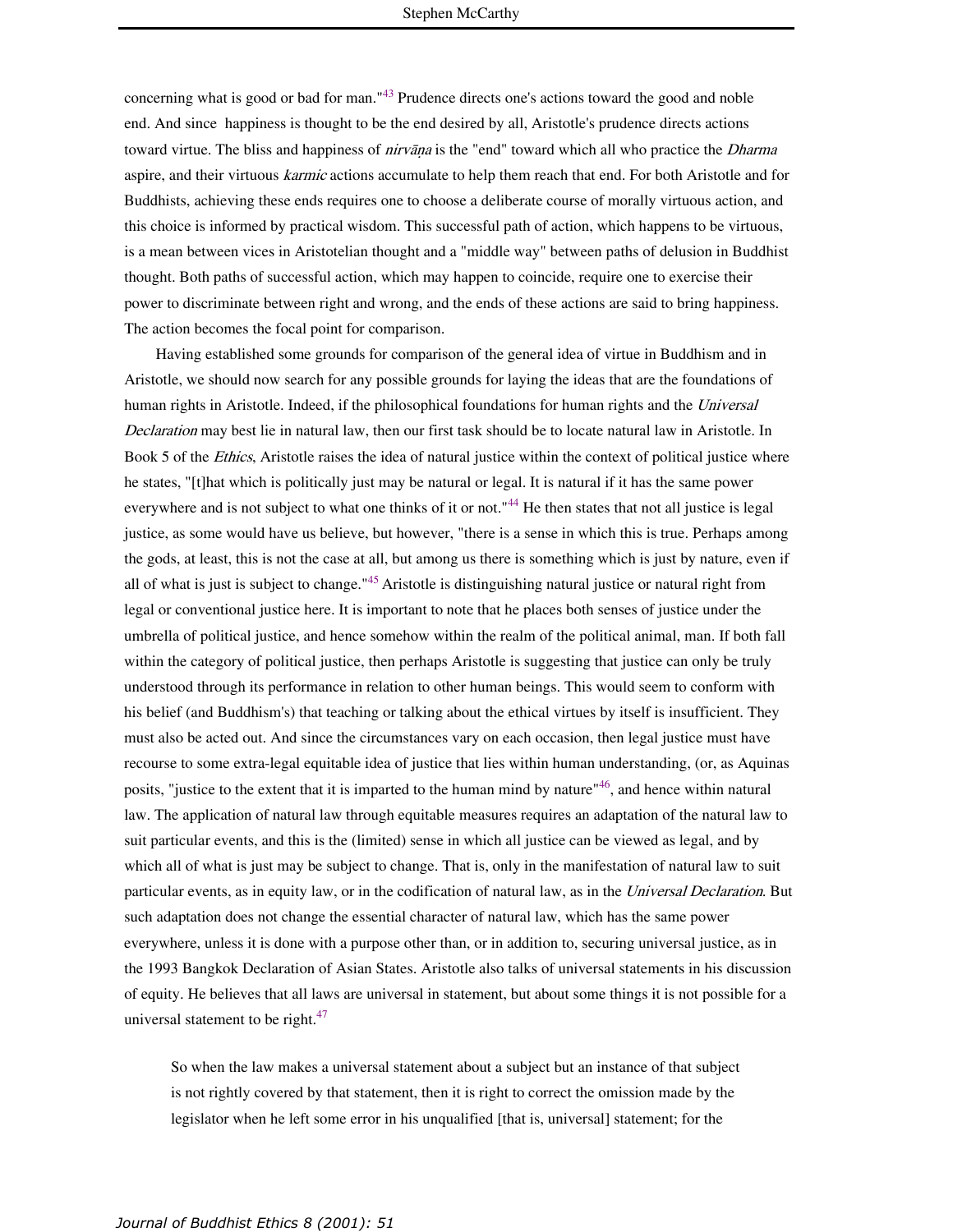concerning what is good or bad for man."[43] Prudence directs one's actions toward the good and noble end. And since happiness is thought to be the end desired by all, Aristotle's prudence directs actions toward virtue. The bliss and happiness of *nirvāṇa* is the "end" toward which all who practice the *Dharma* aspire, and their virtuous *karmic* actions accumulate to help them reach that end. For both Aristotle and for Buddhists, achieving these ends requires one to choose a deliberate course of morally virtuous action, and this choice is informed by practical wisdom. This successful path of action, which happens to be virtuous, is a mean between vices in Aristotelian thought and a "middle way" between paths of delusion in Buddhist thought. Both paths of successful action, which may happen to coincide, require one to exercise their power to discriminate between right and wrong, and the ends of these actions are said to bring happiness. The action becomes the focal point for comparison.

Having established some grounds for comparison of the general idea of virtue in Buddhism and in Aristotle, we should now search for any possible grounds for laying the ideas that are the foundations of human rights in Aristotle. Indeed, if the philosophical foundations for human rights and the *Universal Declaration* may best lie in natural law, then our first task should be to locate natural law in Aristotle. In Book 5 of the *Ethics*, Aristotle raises the idea of natural justice within the context of political justice where he states, "[t]hat which is politically just may be natural or legal. It is natural if it has the same power everywhere and is not subject to what one thinks of it or not."[44] He then states that not all justice is legal justice, as some would have us believe, but however, "there is a sense in which this is true. Perhaps among the gods, at least, this is not the case at all, but among us there is something which is just by nature, even if all of what is just is subject to change."[45] Aristotle is distinguishing natural justice or natural right from legal or conventional justice here. It is important to note that he places both senses of justice under the umbrella of political justice, and hence somehow within the realm of the political animal, man. If both fall within the category of political justice, then perhaps Aristotle is suggesting that justice can only be truly understood through its performance in relation to other human beings. This would seem to conform with his belief (and Buddhism's) that teaching or talking about the ethical virtues by itself is insufficient. They must also be acted out. And since the circumstances vary on each occasion, then legal justice must have recourse to some extra-legal equitable idea of justice that lies within human understanding, (or, as Aquinas posits, "justice to the extent that it is imparted to the human mind by nature"[46], and hence within natural law. The application of natural law through equitable measures requires an adaptation of the natural law to suit particular events, and this is the (limited) sense in which all justice can be viewed as legal, and by which all of what is just may be subject to change. That is, only in the manifestation of natural law to suit particular events, as in equity law, or in the codification of natural law, as in the *Universal Declaration*. But such adaptation does not change the essential character of natural law, which has the same power everywhere, unless it is done with a purpose other than, or in addition to, securing universal justice, as in the 1993 Bangkok Declaration of Asian States. Aristotle also talks of universal statements in his discussion of equity. He believes that all laws are universal in statement, but about some things it is not possible for a universal statement to be right.[47]

> So when the law makes a universal statement about a subject but an instance of that subject is not rightly covered by that statement, then it is right to correct the omission made by the legislator when he left some error in his unqualified [that is, universal] statement; for the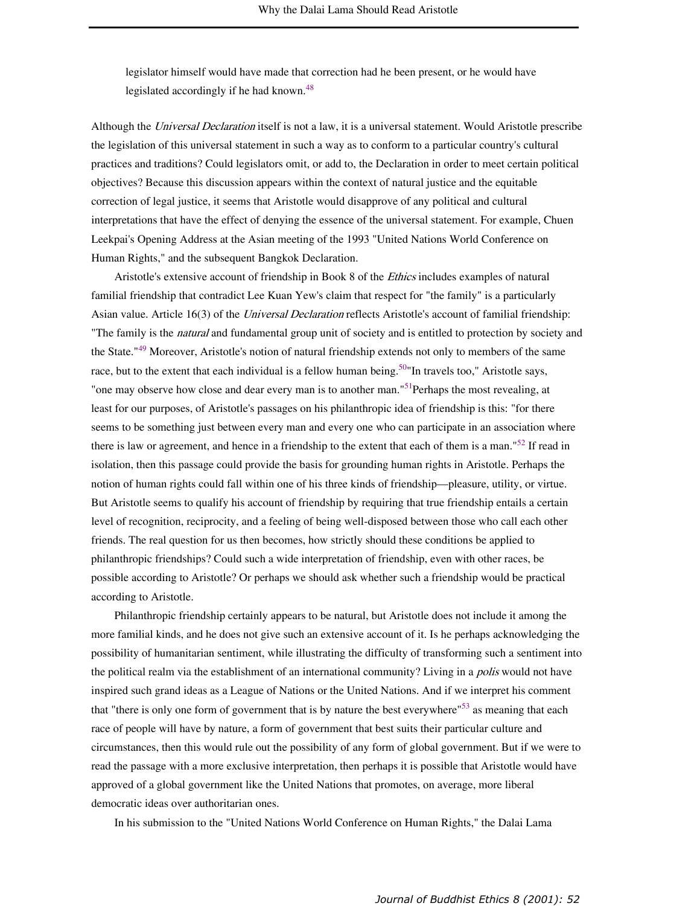legislator himself would have made that correction had he been present, or he would have legislated accordingly if he had known.[48]

Although the *Universal Declaration* itself is not a law, it is a universal statement. Would Aristotle prescribe the legislation of this universal statement in such a way as to conform to a particular country's cultural practices and traditions? Could legislators omit, or add to, the Declaration in order to meet certain political objectives? Because this discussion appears within the context of natural justice and the equitable correction of legal justice, it seems that Aristotle would disapprove of any political and cultural interpretations that have the effect of denying the essence of the universal statement. For example, Chuen Leekpai's Opening Address at the Asian meeting of the 1993 "United Nations World Conference on Human Rights," and the subsequent Bangkok Declaration.

Aristotle's extensive account of friendship in Book 8 of the *Ethics* includes examples of natural familial friendship that contradict Lee Kuan Yew's claim that respect for "the family" is a particularly Asian value. Article 16(3) of the *Universal Declaration* reflects Aristotle's account of familial friendship: "The family is the *natural* and fundamental group unit of society and is entitled to protection by society and the State."[49] Moreover, Aristotle's notion of natural friendship extends not only to members of the same race, but to the extent that each individual is a fellow human being.[50]"In travels too," Aristotle says, "one may observe how close and dear every man is to another man."[51]Perhaps the most revealing, at least for our purposes, of Aristotle's passages on his philanthropic idea of friendship is this: "for there seems to be something just between every man and every one who can participate in an association where there is law or agreement, and hence in a friendship to the extent that each of them is a man."[52] If read in isolation, then this passage could provide the basis for grounding human rights in Aristotle. Perhaps the notion of human rights could fall within one of his three kinds of friendship—pleasure, utility, or virtue. But Aristotle seems to qualify his account of friendship by requiring that true friendship entails a certain level of recognition, reciprocity, and a feeling of being well-disposed between those who call each other friends. The real question for us then becomes, how strictly should these conditions be applied to philanthropic friendships? Could such a wide interpretation of friendship, even with other races, be possible according to Aristotle? Or perhaps we should ask whether such a friendship would be practical according to Aristotle.

Philanthropic friendship certainly appears to be natural, but Aristotle does not include it among the more familial kinds, and he does not give such an extensive account of it. Is he perhaps acknowledging the possibility of humanitarian sentiment, while illustrating the difficulty of transforming such a sentiment into the political realm via the establishment of an international community? Living in a *polis* would not have inspired such grand ideas as a League of Nations or the United Nations. And if we interpret his comment that "there is only one form of government that is by nature the best everywhere"[53] as meaning that each race of people will have by nature, a form of government that best suits their particular culture and circumstances, then this would rule out the possibility of any form of global government. But if we were to read the passage with a more exclusive interpretation, then perhaps it is possible that Aristotle would have approved of a global government like the United Nations that promotes, on average, more liberal democratic ideas over authoritarian ones.

In his submission to the "United Nations World Conference on Human Rights," the Dalai Lama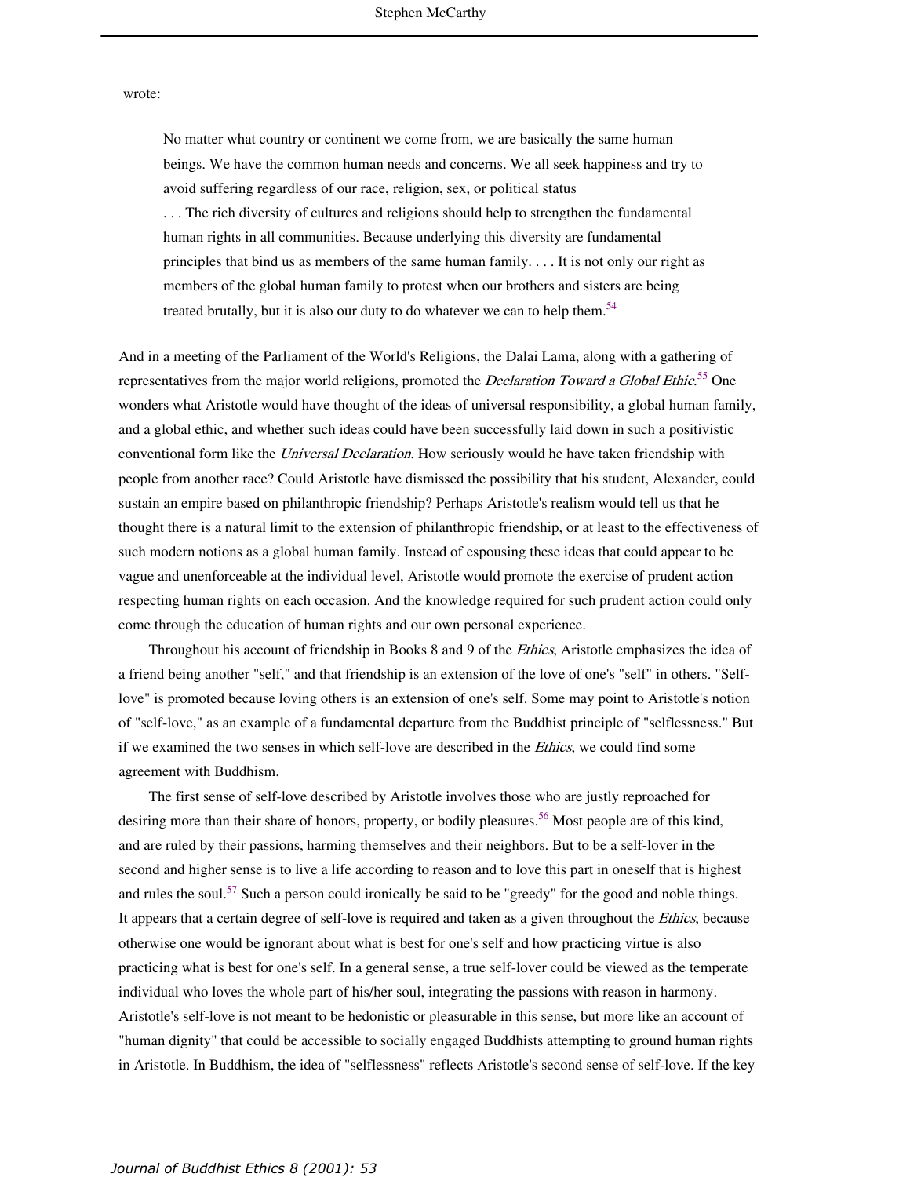wrote:

> No matter what country or continent we come from, we are basically the same human beings. We have the common human needs and concerns. We all seek happiness and try to avoid suffering regardless of our race, religion, sex, or political status . . . The rich diversity of cultures and religions should help to strengthen the fundamental human rights in all communities. Because underlying this diversity are fundamental principles that bind us as members of the same human family. . . . It is not only our right as members of the global human family to protest when our brothers and sisters are being treated brutally, but it is also our duty to do whatever we can to help them.[54]

And in a meeting of the Parliament of the World's Religions, the Dalai Lama, along with a gathering of representatives from the major world religions, promoted the *Declaration Toward a Global Ethic*.[55] One wonders what Aristotle would have thought of the ideas of universal responsibility, a global human family, and a global ethic, and whether such ideas could have been successfully laid down in such a positivistic conventional form like the *Universal Declaration*. How seriously would he have taken friendship with people from another race? Could Aristotle have dismissed the possibility that his student, Alexander, could sustain an empire based on philanthropic friendship? Perhaps Aristotle's realism would tell us that he thought there is a natural limit to the extension of philanthropic friendship, or at least to the effectiveness of such modern notions as a global human family. Instead of espousing these ideas that could appear to be vague and unenforceable at the individual level, Aristotle would promote the exercise of prudent action respecting human rights on each occasion. And the knowledge required for such prudent action could only come through the education of human rights and our own personal experience.

Throughout his account of friendship in Books 8 and 9 of the *Ethics*, Aristotle emphasizes the idea of a friend being another "self," and that friendship is an extension of the love of one's "self" in others. "Self-love" is promoted because loving others is an extension of one's self. Some may point to Aristotle's notion of "self-love," as an example of a fundamental departure from the Buddhist principle of "selflessness." But if we examined the two senses in which self-love are described in the *Ethics*, we could find some agreement with Buddhism.

The first sense of self-love described by Aristotle involves those who are justly reproached for desiring more than their share of honors, property, or bodily pleasures.[56] Most people are of this kind, and are ruled by their passions, harming themselves and their neighbors. But to be a self-lover in the second and higher sense is to live a life according to reason and to love this part in oneself that is highest and rules the soul.[57] Such a person could ironically be said to be "greedy" for the good and noble things. It appears that a certain degree of self-love is required and taken as a given throughout the *Ethics*, because otherwise one would be ignorant about what is best for one's self and how practicing virtue is also practicing what is best for one's self. In a general sense, a true self-lover could be viewed as the temperate individual who loves the whole part of his/her soul, integrating the passions with reason in harmony. Aristotle's self-love is not meant to be hedonistic or pleasurable in this sense, but more like an account of "human dignity" that could be accessible to socially engaged Buddhists attempting to ground human rights in Aristotle. In Buddhism, the idea of "selflessness" reflects Aristotle's second sense of self-love. If the key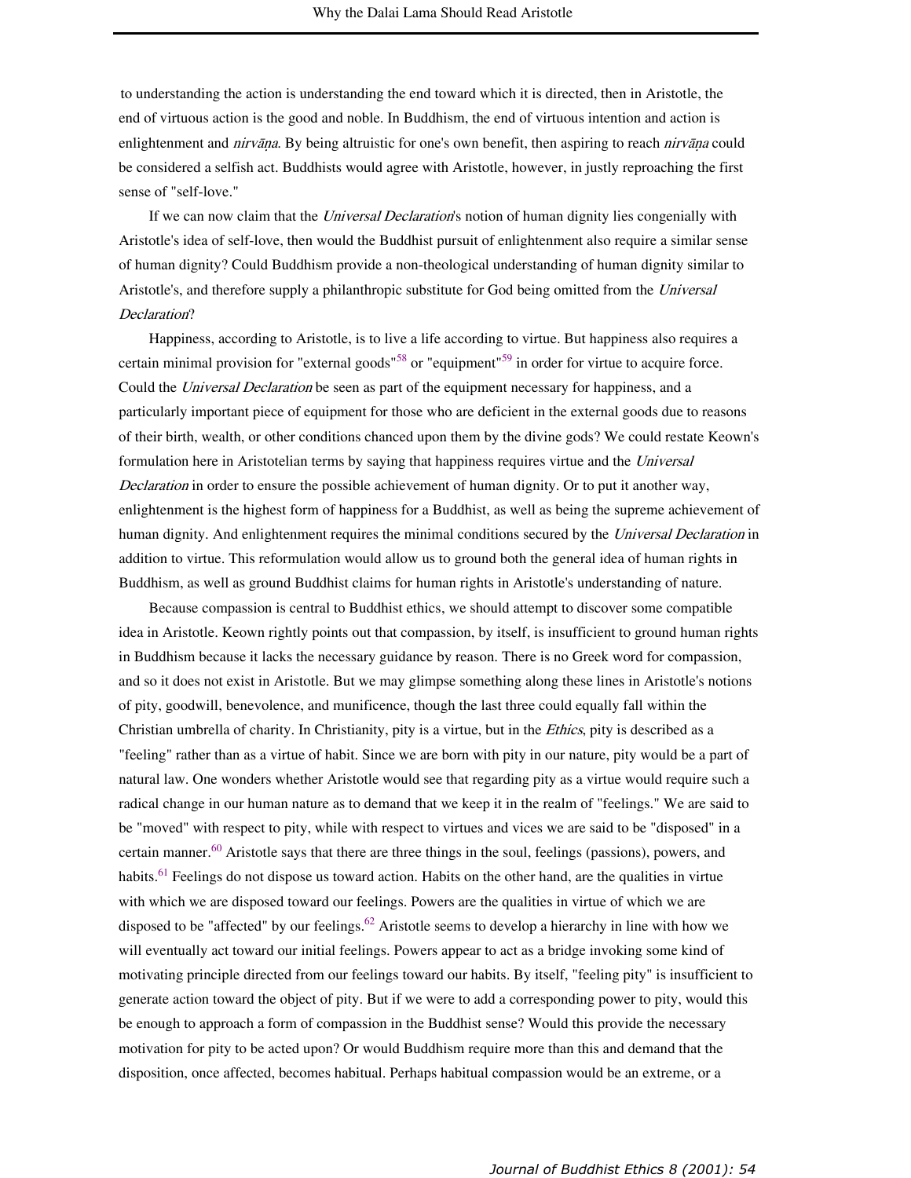to understanding the action is understanding the end toward which it is directed, then in Aristotle, the end of virtuous action is the good and noble. In Buddhism, the end of virtuous intention and action is enlightenment and *nirvāṇa*. By being altruistic for one's own benefit, then aspiring to reach *nirvāṇa* could be considered a selfish act. Buddhists would agree with Aristotle, however, in justly reproaching the first sense of "self-love."

If we can now claim that the *Universal Declaration*'s notion of human dignity lies congenially with Aristotle's idea of self-love, then would the Buddhist pursuit of enlightenment also require a similar sense of human dignity? Could Buddhism provide a non-theological understanding of human dignity similar to Aristotle's, and therefore supply a philanthropic substitute for God being omitted from the *Universal Declaration*?

Happiness, according to Aristotle, is to live a life according to virtue. But happiness also requires a certain minimal provision for "external goods"[58] or "equipment"[59] in order for virtue to acquire force. Could the *Universal Declaration* be seen as part of the equipment necessary for happiness, and a particularly important piece of equipment for those who are deficient in the external goods due to reasons of their birth, wealth, or other conditions chanced upon them by the divine gods? We could restate Keown's formulation here in Aristotelian terms by saying that happiness requires virtue and the *Universal Declaration* in order to ensure the possible achievement of human dignity. Or to put it another way, enlightenment is the highest form of happiness for a Buddhist, as well as being the supreme achievement of human dignity. And enlightenment requires the minimal conditions secured by the *Universal Declaration* in addition to virtue. This reformulation would allow us to ground both the general idea of human rights in Buddhism, as well as ground Buddhist claims for human rights in Aristotle's understanding of nature.

Because compassion is central to Buddhist ethics, we should attempt to discover some compatible idea in Aristotle. Keown rightly points out that compassion, by itself, is insufficient to ground human rights in Buddhism because it lacks the necessary guidance by reason. There is no Greek word for compassion, and so it does not exist in Aristotle. But we may glimpse something along these lines in Aristotle's notions of pity, goodwill, benevolence, and munificence, though the last three could equally fall within the Christian umbrella of charity. In Christianity, pity is a virtue, but in the *Ethics*, pity is described as a "feeling" rather than as a virtue of habit. Since we are born with pity in our nature, pity would be a part of natural law. One wonders whether Aristotle would see that regarding pity as a virtue would require such a radical change in our human nature as to demand that we keep it in the realm of "feelings." We are said to be "moved" with respect to pity, while with respect to virtues and vices we are said to be "disposed" in a certain manner.[60] Aristotle says that there are three things in the soul, feelings (passions), powers, and habits.[61] Feelings do not dispose us toward action. Habits on the other hand, are the qualities in virtue with which we are disposed toward our feelings. Powers are the qualities in virtue of which we are disposed to be "affected" by our feelings.[62] Aristotle seems to develop a hierarchy in line with how we will eventually act toward our initial feelings. Powers appear to act as a bridge invoking some kind of motivating principle directed from our feelings toward our habits. By itself, "feeling pity" is insufficient to generate action toward the object of pity. But if we were to add a corresponding power to pity, would this be enough to approach a form of compassion in the Buddhist sense? Would this provide the necessary motivation for pity to be acted upon? Or would Buddhism require more than this and demand that the disposition, once affected, becomes habitual. Perhaps habitual compassion would be an extreme, or a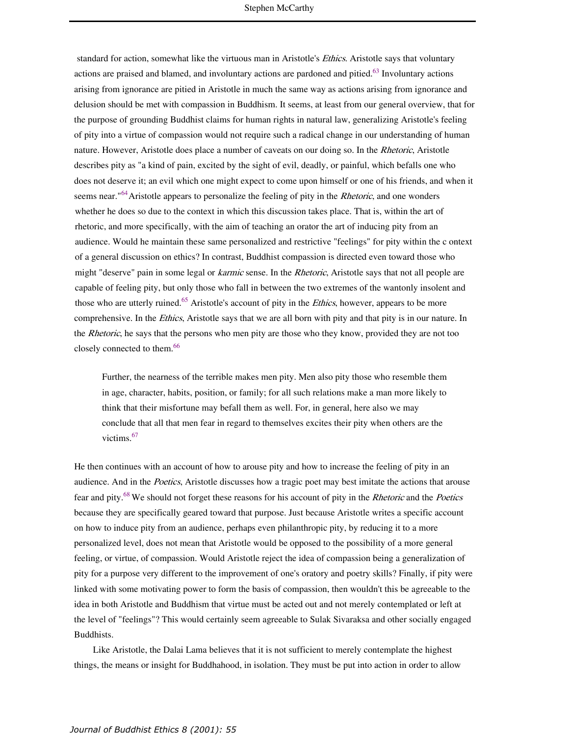standard for action, somewhat like the virtuous man in Aristotle's *Ethics*. Aristotle says that voluntary actions are praised and blamed, and involuntary actions are pardoned and pitied.[63] Involuntary actions arising from ignorance are pitied in Aristotle in much the same way as actions arising from ignorance and delusion should be met with compassion in Buddhism. It seems, at least from our general overview, that for the purpose of grounding Buddhist claims for human rights in natural law, generalizing Aristotle's feeling of pity into a virtue of compassion would not require such a radical change in our understanding of human nature. However, Aristotle does place a number of caveats on our doing so. In the *Rhetoric*, Aristotle describes pity as "a kind of pain, excited by the sight of evil, deadly, or painful, which befalls one who does not deserve it; an evil which one might expect to come upon himself or one of his friends, and when it seems near."[64] Aristotle appears to personalize the feeling of pity in the *Rhetoric*, and one wonders whether he does so due to the context in which this discussion takes place. That is, within the art of rhetoric, and more specifically, with the aim of teaching an orator the art of inducing pity from an audience. Would he maintain these same personalized and restrictive "feelings" for pity within the c ontext of a general discussion on ethics? In contrast, Buddhist compassion is directed even toward those who might "deserve" pain in some legal or *karmic* sense. In the *Rhetoric*, Aristotle says that not all people are capable of feeling pity, but only those who fall in between the two extremes of the wantonly insolent and those who are utterly ruined.[65] Aristotle's account of pity in the *Ethics*, however, appears to be more comprehensive. In the *Ethics*, Aristotle says that we are all born with pity and that pity is in our nature. In the *Rhetoric*, he says that the persons who men pity are those who they know, provided they are not too closely connected to them.[66]

> Further, the nearness of the terrible makes men pity. Men also pity those who resemble them in age, character, habits, position, or family; for all such relations make a man more likely to think that their misfortune may befall them as well. For, in general, here also we may conclude that all that men fear in regard to themselves excites their pity when others are the victims.[67]

He then continues with an account of how to arouse pity and how to increase the feeling of pity in an audience. And in the *Poetics*, Aristotle discusses how a tragic poet may best imitate the actions that arouse fear and pity.[68] We should not forget these reasons for his account of pity in the *Rhetoric* and the *Poetics* because they are specifically geared toward that purpose. Just because Aristotle writes a specific account on how to induce pity from an audience, perhaps even philanthropic pity, by reducing it to a more personalized level, does not mean that Aristotle would be opposed to the possibility of a more general feeling, or virtue, of compassion. Would Aristotle reject the idea of compassion being a generalization of pity for a purpose very different to the improvement of one's oratory and poetry skills? Finally, if pity were linked with some motivating power to form the basis of compassion, then wouldn't this be agreeable to the idea in both Aristotle and Buddhism that virtue must be acted out and not merely contemplated or left at the level of "feelings"? This would certainly seem agreeable to Sulak Sivaraksa and other socially engaged Buddhists.

Like Aristotle, the Dalai Lama believes that it is not sufficient to merely contemplate the highest things, the means or insight for Buddhahood, in isolation. They must be put into action in order to allow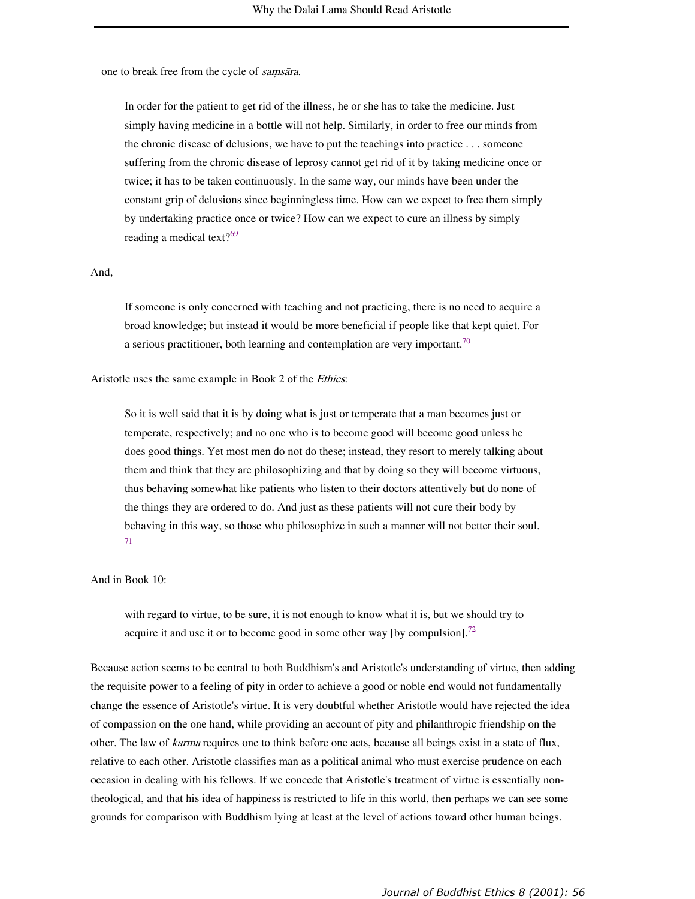one to break free from the cycle of *saṃsāra*.

> In order for the patient to get rid of the illness, he or she has to take the medicine. Just simply having medicine in a bottle will not help. Similarly, in order to free our minds from the chronic disease of delusions, we have to put the teachings into practice . . . someone suffering from the chronic disease of leprosy cannot get rid of it by taking medicine once or twice; it has to be taken continuously. In the same way, our minds have been under the constant grip of delusions since beginningless time. How can we expect to free them simply by undertaking practice once or twice? How can we expect to cure an illness by simply reading a medical text?[69]

And,

> If someone is only concerned with teaching and not practicing, there is no need to acquire a broad knowledge; but instead it would be more beneficial if people like that kept quiet. For a serious practitioner, both learning and contemplation are very important.[70]

Aristotle uses the same example in Book 2 of the *Ethics*:

> So it is well said that it is by doing what is just or temperate that a man becomes just or temperate, respectively; and no one who is to become good will become good unless he does good things. Yet most men do not do these; instead, they resort to merely talking about them and think that they are philosophizing and that by doing so they will become virtuous, thus behaving somewhat like patients who listen to their doctors attentively but do none of the things they are ordered to do. And just as these patients will not cure their body by behaving in this way, so those who philosophize in such a manner will not better their soul.[71]

And in Book 10:

> with regard to virtue, to be sure, it is not enough to know what it is, but we should try to acquire it and use it or to become good in some other way [by compulsion].[72]

Because action seems to be central to both Buddhism's and Aristotle's understanding of virtue, then adding the requisite power to a feeling of pity in order to achieve a good or noble end would not fundamentally change the essence of Aristotle's virtue. It is very doubtful whether Aristotle would have rejected the idea of compassion on the one hand, while providing an account of pity and philanthropic friendship on the other. The law of *karma* requires one to think before one acts, because all beings exist in a state of flux, relative to each other. Aristotle classifies man as a political animal who must exercise prudence on each occasion in dealing with his fellows. If we concede that Aristotle's treatment of virtue is essentially non-theological, and that his idea of happiness is restricted to life in this world, then perhaps we can see some grounds for comparison with Buddhism lying at least at the level of actions toward other human beings.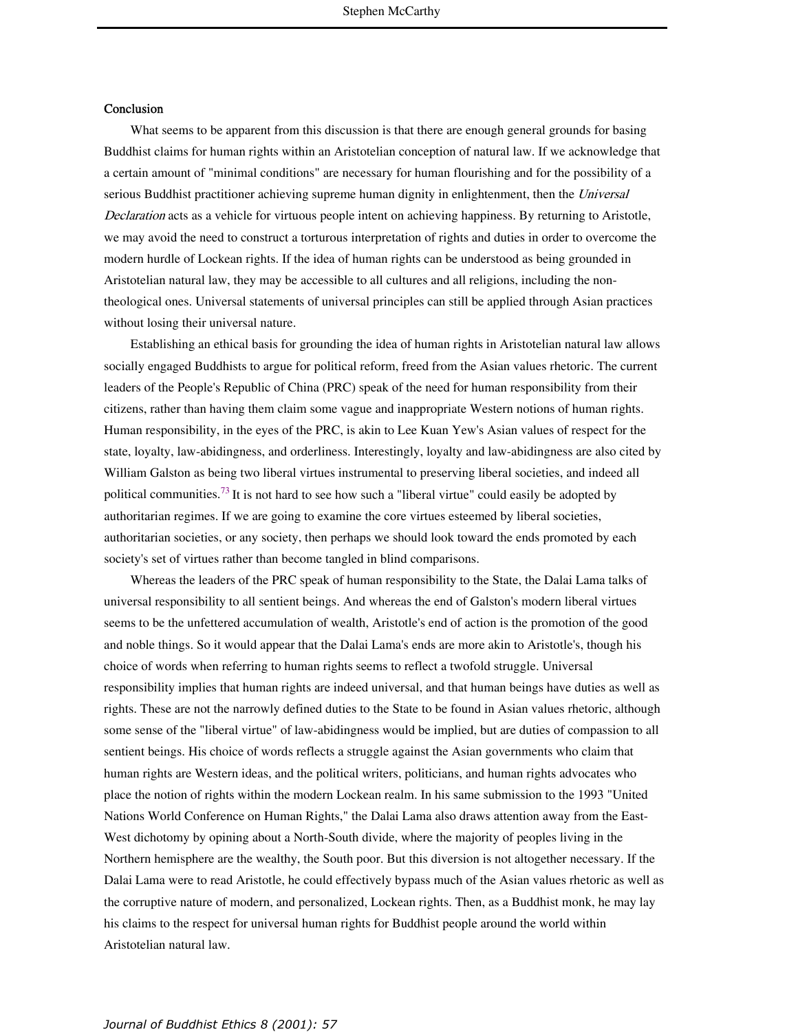## Conclusion

What seems to be apparent from this discussion is that there are enough general grounds for basing Buddhist claims for human rights within an Aristotelian conception of natural law. If we acknowledge that a certain amount of "minimal conditions" are necessary for human flourishing and for the possibility of a serious Buddhist practitioner achieving supreme human dignity in enlightenment, then the *Universal Declaration* acts as a vehicle for virtuous people intent on achieving happiness. By returning to Aristotle, we may avoid the need to construct a torturous interpretation of rights and duties in order to overcome the modern hurdle of Lockean rights. If the idea of human rights can be understood as being grounded in Aristotelian natural law, they may be accessible to all cultures and all religions, including the non-theological ones. Universal statements of universal principles can still be applied through Asian practices without losing their universal nature.

Establishing an ethical basis for grounding the idea of human rights in Aristotelian natural law allows socially engaged Buddhists to argue for political reform, freed from the Asian values rhetoric. The current leaders of the People's Republic of China (PRC) speak of the need for human responsibility from their citizens, rather than having them claim some vague and inappropriate Western notions of human rights. Human responsibility, in the eyes of the PRC, is akin to Lee Kuan Yew's Asian values of respect for the state, loyalty, law-abidingness, and orderliness. Interestingly, loyalty and law-abidingness are also cited by William Galston as being two liberal virtues instrumental to preserving liberal societies, and indeed all political communities.[73] It is not hard to see how such a "liberal virtue" could easily be adopted by authoritarian regimes. If we are going to examine the core virtues esteemed by liberal societies, authoritarian societies, or any society, then perhaps we should look toward the ends promoted by each society's set of virtues rather than become tangled in blind comparisons.

Whereas the leaders of the PRC speak of human responsibility to the State, the Dalai Lama talks of universal responsibility to all sentient beings. And whereas the end of Galston's modern liberal virtues seems to be the unfettered accumulation of wealth, Aristotle's end of action is the promotion of the good and noble things. So it would appear that the Dalai Lama's ends are more akin to Aristotle's, though his choice of words when referring to human rights seems to reflect a twofold struggle. Universal responsibility implies that human rights are indeed universal, and that human beings have duties as well as rights. These are not the narrowly defined duties to the State to be found in Asian values rhetoric, although some sense of the "liberal virtue" of law-abidingness would be implied, but are duties of compassion to all sentient beings. His choice of words reflects a struggle against the Asian governments who claim that human rights are Western ideas, and the political writers, politicians, and human rights advocates who place the notion of rights within the modern Lockean realm. In his same submission to the 1993 "United Nations World Conference on Human Rights," the Dalai Lama also draws attention away from the East-West dichotomy by opining about a North-South divide, where the majority of peoples living in the Northern hemisphere are the wealthy, the South poor. But this diversion is not altogether necessary. If the Dalai Lama were to read Aristotle, he could effectively bypass much of the Asian values rhetoric as well as the corruptive nature of modern, and personalized, Lockean rights. Then, as a Buddhist monk, he may lay his claims to the respect for universal human rights for Buddhist people around the world within Aristotelian natural law.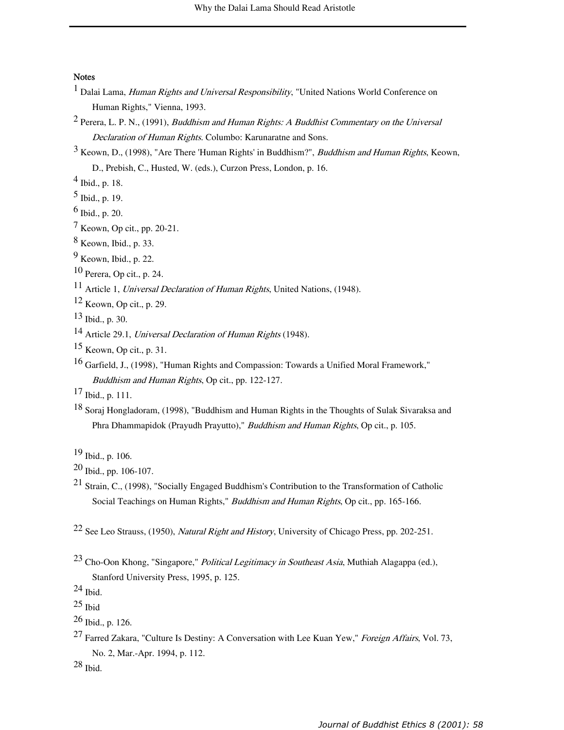## Notes

[1] Dalai Lama, *Human Rights and Universal Responsibility*, "United Nations World Conference on Human Rights," Vienna, 1993.

[2] Perera, L. P. N., (1991), *Buddhism and Human Rights: A Buddhist Commentary on the Universal Declaration of Human Rights*. Columbo: Karunaratne and Sons.

[3] Keown, D., (1998), "Are There 'Human Rights' in Buddhism?", *Buddhism and Human Rights*, Keown, D., Prebish, C., Husted, W. (eds.), Curzon Press, London, p. 16.

[4] Ibid., p. 18.

[5] Ibid., p. 19.

[6] Ibid., p. 20.

[7] Keown, Op cit., pp. 20-21.

[8] Keown, Ibid., p. 33.

[9] Keown, Ibid., p. 22.

[10] Perera, Op cit., p. 24.

[11] Article 1, *Universal Declaration of Human Rights*, United Nations, (1948).

[12] Keown, Op cit., p. 29.

[13] Ibid., p. 30.

[14] Article 29.1, *Universal Declaration of Human Rights* (1948).

[15] Keown, Op cit., p. 31.

[16] Garfield, J., (1998), "Human Rights and Compassion: Towards a Unified Moral Framework," *Buddhism and Human Rights*, Op cit., pp. 122-127.

[17] Ibid., p. 111.

[18] Soraj Hongladoram, (1998), "Buddhism and Human Rights in the Thoughts of Sulak Sivaraksa and Phra Dhammapidok (Prayudh Prayutto)," *Buddhism and Human Rights*, Op cit., p. 105.

[19] Ibid., p. 106.

[20] Ibid., pp. 106-107.

[21] Strain, C., (1998), "Socially Engaged Buddhism's Contribution to the Transformation of Catholic Social Teachings on Human Rights," *Buddhism and Human Rights*, Op cit., pp. 165-166.

[22] See Leo Strauss, (1950), *Natural Right and History*, University of Chicago Press, pp. 202-251.

[23] Cho-Oon Khong, "Singapore," *Political Legitimacy in Southeast Asia*, Muthiah Alagappa (ed.), Stanford University Press, 1995, p. 125.

[24] Ibid.

[25] Ibid

[26] Ibid., p. 126.

[27] Farred Zakara, "Culture Is Destiny: A Conversation with Lee Kuan Yew," *Foreign Affairs*, Vol. 73, No. 2, Mar.-Apr. 1994, p. 112.

[28] Ibid.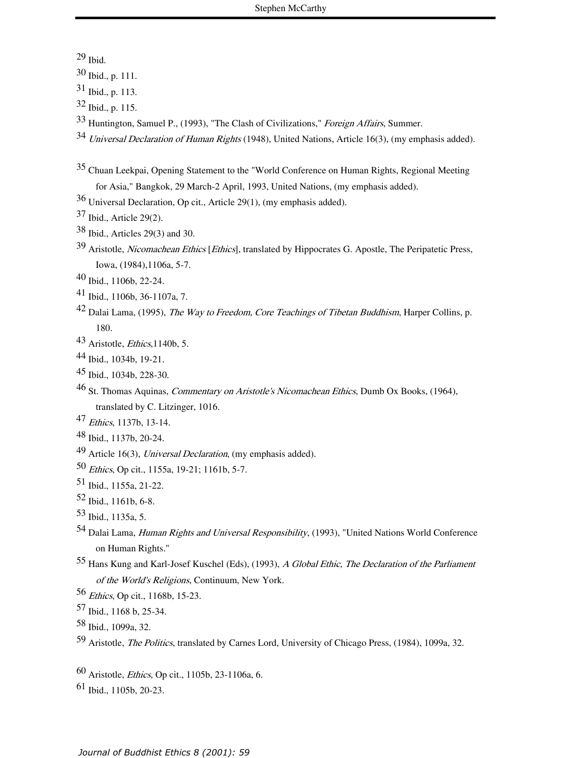[29] Ibid.

[30] Ibid., p. 111.

[31] Ibid., p. 113.

[32] Ibid., p. 115.

[33] Huntington, Samuel P., (1993), "The Clash of Civilizations," *Foreign Affairs*, Summer.

[34] *Universal Declaration of Human Rights* (1948), United Nations, Article 16(3), (my emphasis added).

[35] Chuan Leekpai, Opening Statement to the "World Conference on Human Rights, Regional Meeting for Asia," Bangkok, 29 March-2 April, 1993, United Nations, (my emphasis added).

[36] Universal Declaration, Op cit., Article 29(1), (my emphasis added).

[37] Ibid., Article 29(2).

[38] Ibid., Articles 29(3) and 30.

[39] Aristotle, *Nicomachean Ethics* [*Ethics*], translated by Hippocrates G. Apostle, The Peripatetic Press, Iowa, (1984),1106a, 5-7.

[40] Ibid., 1106b, 22-24.

[41] Ibid., 1106b, 36-1107a, 7.

[42] Dalai Lama, (1995), *The Way to Freedom, Core Teachings of Tibetan Buddhism*, Harper Collins, p. 180.

[43] Aristotle, *Ethics*,1140b, 5.

[44] Ibid., 1034b, 19-21.

[45] Ibid., 1034b, 228-30.

[46] St. Thomas Aquinas, *Commentary on Aristotle's Nicomachean Ethics*, Dumb Ox Books, (1964), translated by C. Litzinger, 1016.

[47] *Ethics*, 1137b, 13-14.

[48] Ibid., 1137b, 20-24.

[49] Article 16(3), *Universal Declaration*, (my emphasis added).

[50] *Ethics*, Op cit., 1155a, 19-21; 1161b, 5-7.

[51] Ibid., 1155a, 21-22.

[52] Ibid., 1161b, 6-8.

[53] Ibid., 1135a, 5.

[54] Dalai Lama, *Human Rights and Universal Responsibility*, (1993), "United Nations World Conference on Human Rights."

[55] Hans Kung and Karl-Josef Kuschel (Eds), (1993), *A Global Ethic, The Declaration of the Parliament of the World's Religions*, Continuum, New York.

[56] *Ethics*, Op cit., 1168b, 15-23.

[57] Ibid., 1168 b, 25-34.

[58] Ibid., 1099a, 32.

[59] Aristotle, *The Politics*, translated by Carnes Lord, University of Chicago Press, (1984), 1099a, 32.

[60] Aristotle, *Ethics*, Op cit., 1105b, 23-1106a, 6.

[61] Ibid., 1105b, 20-23.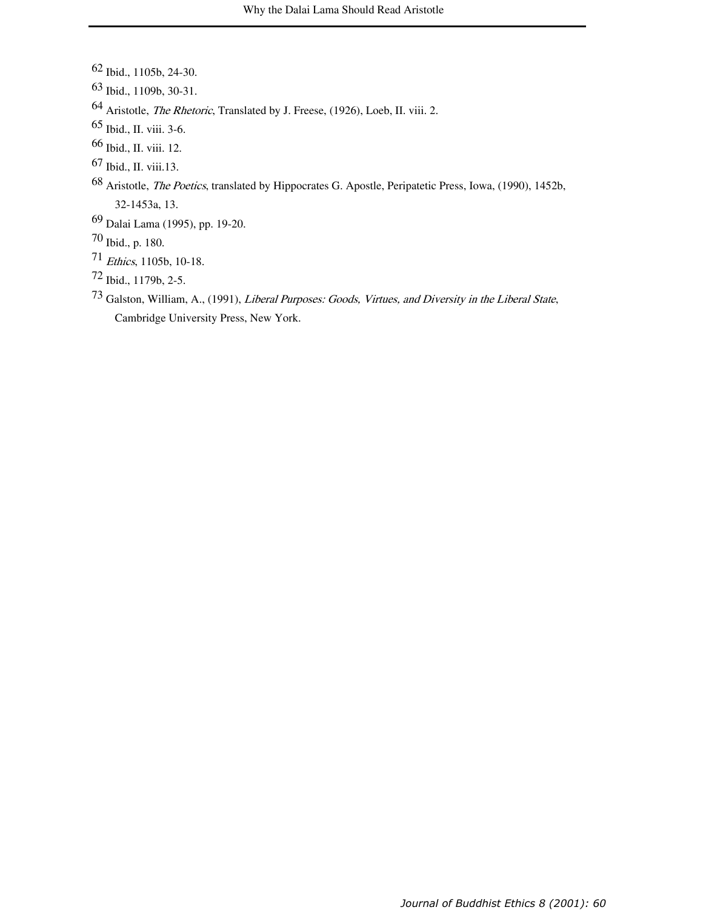[62] Ibid., 1105b, 24-30.

[63] Ibid., 1109b, 30-31.

[64] Aristotle, *The Rhetoric*, Translated by J. Freese, (1926), Loeb, II. viii. 2.

[65] Ibid., II. viii. 3-6.

[66] Ibid., II. viii. 12.

[67] Ibid., II. viii.13.

[68] Aristotle, *The Poetics*, translated by Hippocrates G. Apostle, Peripatetic Press, Iowa, (1990), 1452b, 32-1453a, 13.

[69] Dalai Lama (1995), pp. 19-20.

[70] Ibid., p. 180.

[71] *Ethics*, 1105b, 10-18.

[72] Ibid., 1179b, 2-5.

[73] Galston, William, A., (1991), *Liberal Purposes: Goods, Virtues, and Diversity in the Liberal State*, Cambridge University Press, New York.